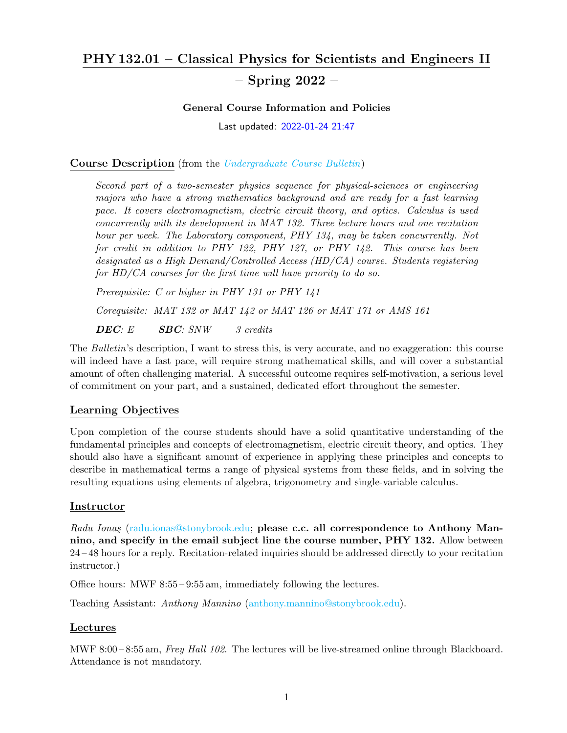# PHY 132.01 – Classical Physics for Scientists and Engineers II – Spring 2022 –

### General Course Information and Policies

Last updated: 2022-01-24 21:47

## Course Description (from the *Undergraduate Course Bulletin*)

> *Second part of a two-semester physics sequence for physical-sciences or engineering majors who have a strong mathematics background and are ready for a fast learning pace. It covers electromagnetism, electric circuit theory, and optics. Calculus is used concurrently with its development in MAT 132. Three lecture hours and one recitation hour per week. The Laboratory component, PHY 134, may be taken concurrently. Not for credit in addition to PHY 122, PHY 127, or PHY 142. This course has been designated as a High Demand/Controlled Access (HD/CA) course. Students registering for HD/CA courses for the first time will have priority to do so.*
>
> *Prerequisite: C or higher in PHY 131 or PHY 141*
>
> *Corequisite: MAT 132 or MAT 142 or MAT 126 or MAT 171 or AMS 161*
>
> ***DEC**: E* ***SBC**: SNW* *3 credits*

The *Bulletin*'s description, I want to stress this, is very accurate, and no exaggeration: this course will indeed have a fast pace, will require strong mathematical skills, and will cover a substantial amount of often challenging material. A successful outcome requires self-motivation, a serious level of commitment on your part, and a sustained, dedicated effort throughout the semester.

## Learning Objectives

Upon completion of the course students should have a solid quantitative understanding of the fundamental principles and concepts of electromagnetism, electric circuit theory, and optics. They should also have a significant amount of experience in applying these principles and concepts to describe in mathematical terms a range of physical systems from these fields, and in solving the resulting equations using elements of algebra, trigonometry and single-variable calculus.

## Instructor

*Radu Ionaş* (radu.ionas@stonybrook.edu; **please c.c. all correspondence to Anthony Mannino, and specify in the email subject line the course number, PHY 132.** Allow between 24 – 48 hours for a reply. Recitation-related inquiries should be addressed directly to your recitation instructor.)

Office hours: MWF 8:55 – 9:55 am, immediately following the lectures.

Teaching Assistant: *Anthony Mannino* (anthony.mannino@stonybrook.edu).

## Lectures

MWF 8:00 – 8:55 am, *Frey Hall 102*. The lectures will be live-streamed online through Blackboard. Attendance is not mandatory.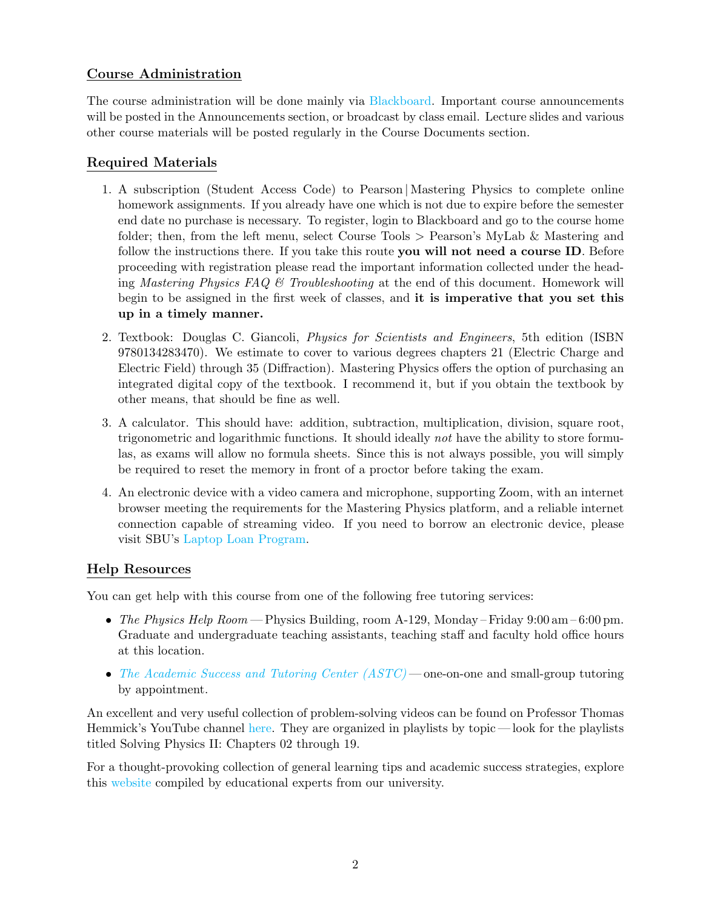## Course Administration

The course administration will be done mainly via Blackboard. Important course announcements will be posted in the Announcements section, or broadcast by class email. Lecture slides and various other course materials will be posted regularly in the Course Documents section.

## Required Materials

1. A subscription (Student Access Code) to Pearson | Mastering Physics to complete online homework assignments. If you already have one which is not due to expire before the semester end date no purchase is necessary. To register, login to Blackboard and go to the course home folder; then, from the left menu, select Course Tools > Pearson's MyLab & Mastering and follow the instructions there. If you take this route **you will not need a course ID**. Before proceeding with registration please read the important information collected under the heading *Mastering Physics FAQ & Troubleshooting* at the end of this document. Homework will begin to be assigned in the first week of classes, and **it is imperative that you set this up in a timely manner.**

2. Textbook: Douglas C. Giancoli, *Physics for Scientists and Engineers*, 5th edition (ISBN 9780134283470). We estimate to cover to various degrees chapters 21 (Electric Charge and Electric Field) through 35 (Diffraction). Mastering Physics offers the option of purchasing an integrated digital copy of the textbook. I recommend it, but if you obtain the textbook by other means, that should be fine as well.

3. A calculator. This should have: addition, subtraction, multiplication, division, square root, trigonometric and logarithmic functions. It should ideally *not* have the ability to store formulas, as exams will allow no formula sheets. Since this is not always possible, you will simply be required to reset the memory in front of a proctor before taking the exam.

4. An electronic device with a video camera and microphone, supporting Zoom, with an internet browser meeting the requirements for the Mastering Physics platform, and a reliable internet connection capable of streaming video. If you need to borrow an electronic device, please visit SBU's Laptop Loan Program.

## Help Resources

You can get help with this course from one of the following free tutoring services:

- *The Physics Help Room* — Physics Building, room A-129, Monday – Friday 9:00 am – 6:00 pm. Graduate and undergraduate teaching assistants, teaching staff and faculty hold office hours at this location.
- *The Academic Success and Tutoring Center (ASTC)* — one-on-one and small-group tutoring by appointment.

An excellent and very useful collection of problem-solving videos can be found on Professor Thomas Hemmick's YouTube channel here. They are organized in playlists by topic — look for the playlists titled Solving Physics II: Chapters 02 through 19.

For a thought-provoking collection of general learning tips and academic success strategies, explore this website compiled by educational experts from our university.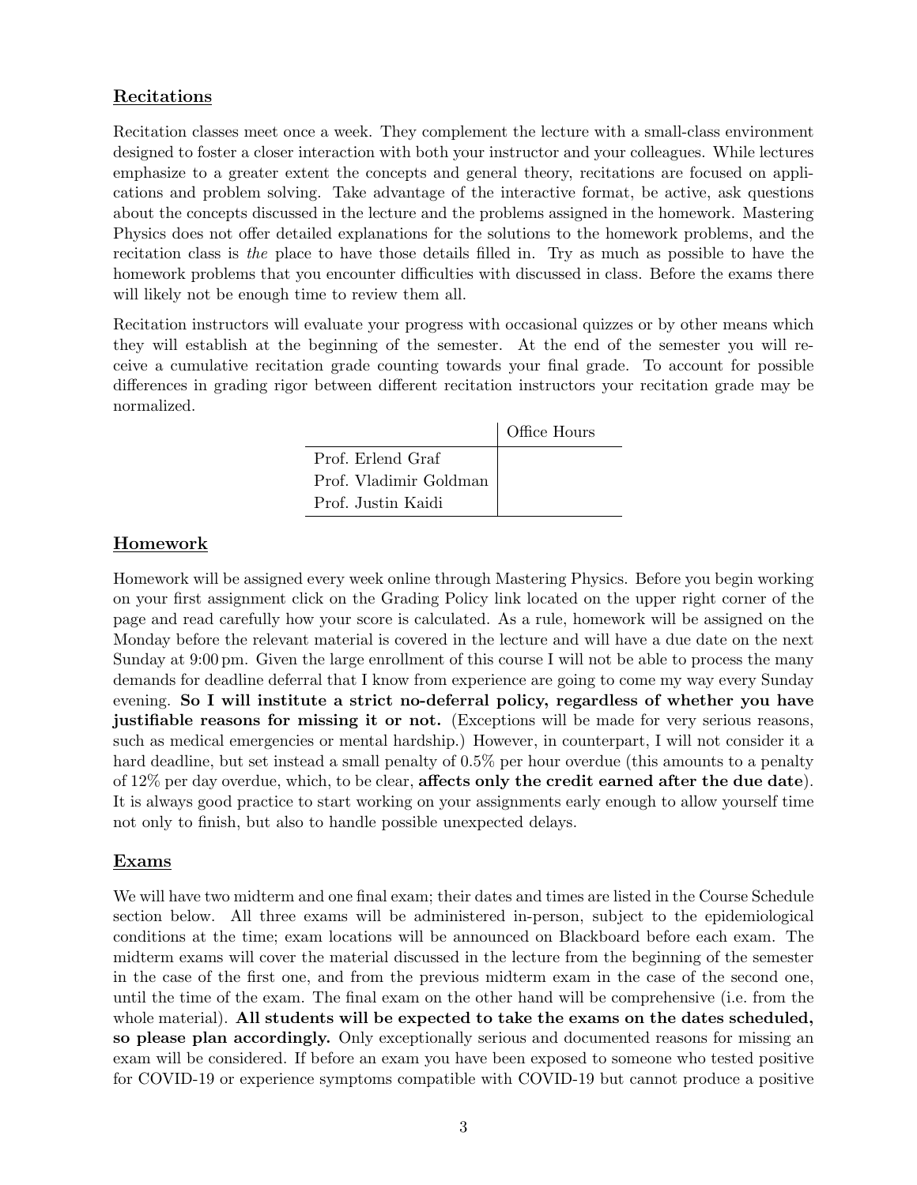## Recitations

Recitation classes meet once a week. They complement the lecture with a small-class environment designed to foster a closer interaction with both your instructor and your colleagues. While lectures emphasize to a greater extent the concepts and general theory, recitations are focused on applications and problem solving. Take advantage of the interactive format, be active, ask questions about the concepts discussed in the lecture and the problems assigned in the homework. Mastering Physics does not offer detailed explanations for the solutions to the homework problems, and the recitation class is *the* place to have those details filled in. Try as much as possible to have the homework problems that you encounter difficulties with discussed in class. Before the exams there will likely not be enough time to review them all.

Recitation instructors will evaluate your progress with occasional quizzes or by other means which they will establish at the beginning of the semester. At the end of the semester you will receive a cumulative recitation grade counting towards your final grade. To account for possible differences in grading rigor between different recitation instructors your recitation grade may be normalized.

| | Office Hours |
|---|---|
| Prof. Erlend Graf | |
| Prof. Vladimir Goldman | |
| Prof. Justin Kaidi | |

## Homework

Homework will be assigned every week online through Mastering Physics. Before you begin working on your first assignment click on the Grading Policy link located on the upper right corner of the page and read carefully how your score is calculated. As a rule, homework will be assigned on the Monday before the relevant material is covered in the lecture and will have a due date on the next Sunday at 9:00 pm. Given the large enrollment of this course I will not be able to process the many demands for deadline deferral that I know from experience are going to come my way every Sunday evening. **So I will institute a strict no-deferral policy, regardless of whether you have justifiable reasons for missing it or not.** (Exceptions will be made for very serious reasons, such as medical emergencies or mental hardship.) However, in counterpart, I will not consider it a hard deadline, but set instead a small penalty of 0.5% per hour overdue (this amounts to a penalty of 12% per day overdue, which, to be clear, **affects only the credit earned after the due date**). It is always good practice to start working on your assignments early enough to allow yourself time not only to finish, but also to handle possible unexpected delays.

## Exams

We will have two midterm and one final exam; their dates and times are listed in the Course Schedule section below. All three exams will be administered in-person, subject to the epidemiological conditions at the time; exam locations will be announced on Blackboard before each exam. The midterm exams will cover the material discussed in the lecture from the beginning of the semester in the case of the first one, and from the previous midterm exam in the case of the second one, until the time of the exam. The final exam on the other hand will be comprehensive (i.e. from the whole material). **All students will be expected to take the exams on the dates scheduled, so please plan accordingly.** Only exceptionally serious and documented reasons for missing an exam will be considered. If before an exam you have been exposed to someone who tested positive for COVID-19 or experience symptoms compatible with COVID-19 but cannot produce a positive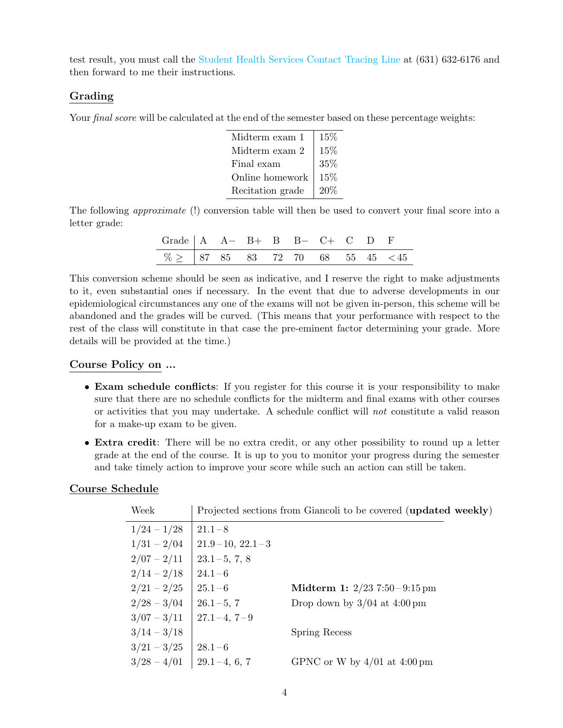test result, you must call the Student Health Services Contact Tracing Line at (631) 632-6176 and then forward to me their instructions.

## Grading

Your *final score* will be calculated at the end of the semester based on these percentage weights:

| | |
|---|---|
| Midterm exam 1 | 15% |
| Midterm exam 2 | 15% |
| Final exam | 35% |
| Online homework | 15% |
| Recitation grade | 20% |

The following *approximate* (!) conversion table will then be used to convert your final score into a letter grade:

| Grade | A | A− | B+ | B | B− | C+ | C | D | F |
|---|---|---|---|---|---|---|---|---|---|
| % ≥ | 87 | 85 | 83 | 72 | 70 | 68 | 55 | 45 | < 45 |

This conversion scheme should be seen as indicative, and I reserve the right to make adjustments to it, even substantial ones if necessary. In the event that due to adverse developments in our epidemiological circumstances any one of the exams will not be given in-person, this scheme will be abandoned and the grades will be curved. (This means that your performance with respect to the rest of the class will constitute in that case the pre-eminent factor determining your grade. More details will be provided at the time.)

## Course Policy on ...

- **Exam schedule conflicts**: If you register for this course it is your responsibility to make sure that there are no schedule conflicts for the midterm and final exams with other courses or activities that you may undertake. A schedule conflict will *not* constitute a valid reason for a make-up exam to be given.
- **Extra credit**: There will be no extra credit, or any other possibility to round up a letter grade at the end of the course. It is up to you to monitor your progress during the semester and take timely action to improve your score while such an action can still be taken.

## Course Schedule

| Week | Projected sections from Giancoli to be covered (**updated weekly**) | |
|---|---|---|
| 1/24 – 1/28 | 21.1 – 8 | |
| 1/31 – 2/04 | 21.9 – 10, 22.1 – 3 | |
| 2/07 – 2/11 | 23.1 – 5, 7, 8 | |
| 2/14 – 2/18 | 24.1 – 6 | |
| 2/21 – 2/25 | 25.1 – 6 | **Midterm 1:** 2/23 7:50 – 9:15 pm |
| 2/28 – 3/04 | 26.1 – 5, 7 | Drop down by 3/04 at 4:00 pm |
| 3/07 – 3/11 | 27.1 – 4, 7 – 9 | |
| 3/14 – 3/18 | | Spring Recess |
| 3/21 – 3/25 | 28.1 – 6 | |
| 3/28 – 4/01 | 29.1 – 4, 6, 7 | GPNC or W by 4/01 at 4:00 pm |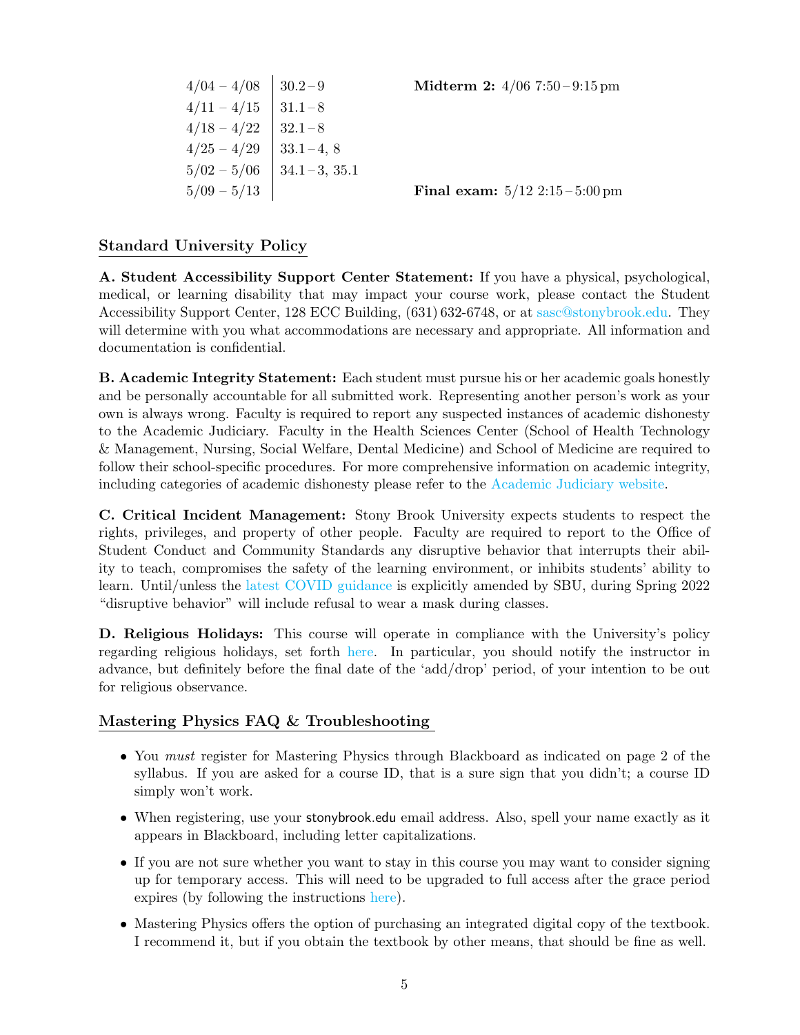| | | |
|---|---|---|
| 4/04 – 4/08 | 30.2 – 9 | **Midterm 2:** 4/06 7:50 – 9:15 pm |
| 4/11 – 4/15 | 31.1 – 8 | |
| 4/18 – 4/22 | 32.1 – 8 | |
| 4/25 – 4/29 | 33.1 – 4, 8 | |
| 5/02 – 5/06 | 34.1 – 3, 35.1 | |
| 5/09 – 5/13 | | **Final exam:** 5/12 2:15 – 5:00 pm |

## Standard University Policy

**A. Student Accessibility Support Center Statement:** If you have a physical, psychological, medical, or learning disability that may impact your course work, please contact the Student Accessibility Support Center, 128 ECC Building, (631) 632-6748, or at sasc@stonybrook.edu. They will determine with you what accommodations are necessary and appropriate. All information and documentation is confidential.

**B. Academic Integrity Statement:** Each student must pursue his or her academic goals honestly and be personally accountable for all submitted work. Representing another person's work as your own is always wrong. Faculty is required to report any suspected instances of academic dishonesty to the Academic Judiciary. Faculty in the Health Sciences Center (School of Health Technology & Management, Nursing, Social Welfare, Dental Medicine) and School of Medicine are required to follow their school-specific procedures. For more comprehensive information on academic integrity, including categories of academic dishonesty please refer to the Academic Judiciary website.

**C. Critical Incident Management:** Stony Brook University expects students to respect the rights, privileges, and property of other people. Faculty are required to report to the Office of Student Conduct and Community Standards any disruptive behavior that interrupts their ability to teach, compromises the safety of the learning environment, or inhibits students' ability to learn. Until/unless the latest COVID guidance is explicitly amended by SBU, during Spring 2022 "disruptive behavior" will include refusal to wear a mask during classes.

**D. Religious Holidays:** This course will operate in compliance with the University's policy regarding religious holidays, set forth here. In particular, you should notify the instructor in advance, but definitely before the final date of the 'add/drop' period, of your intention to be out for religious observance.

## Mastering Physics FAQ & Troubleshooting

- You *must* register for Mastering Physics through Blackboard as indicated on page 2 of the syllabus. If you are asked for a course ID, that is a sure sign that you didn't; a course ID simply won't work.
- When registering, use your stonybrook.edu email address. Also, spell your name exactly as it appears in Blackboard, including letter capitalizations.
- If you are not sure whether you want to stay in this course you may want to consider signing up for temporary access. This will need to be upgraded to full access after the grace period expires (by following the instructions here).
- Mastering Physics offers the option of purchasing an integrated digital copy of the textbook. I recommend it, but if you obtain the textbook by other means, that should be fine as well.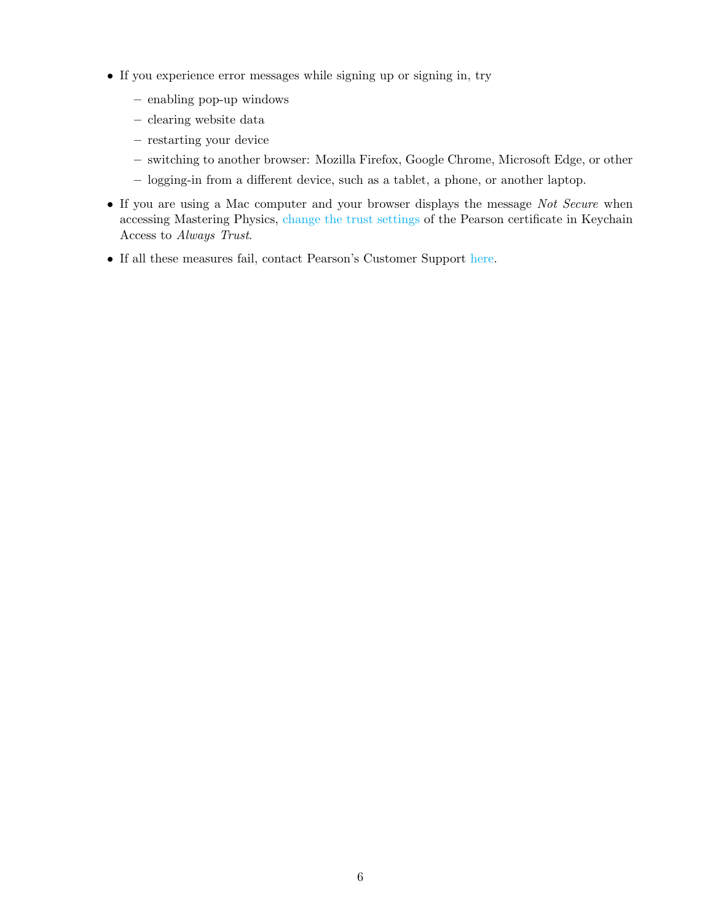- If you experience error messages while signing up or signing in, try
  - enabling pop-up windows
  - clearing website data
  - restarting your device
  - switching to another browser: Mozilla Firefox, Google Chrome, Microsoft Edge, or other
  - logging-in from a different device, such as a tablet, a phone, or another laptop.
- If you are using a Mac computer and your browser displays the message *Not Secure* when accessing Mastering Physics, change the trust settings of the Pearson certificate in Keychain Access to *Always Trust*.
- If all these measures fail, contact Pearson's Customer Support here.